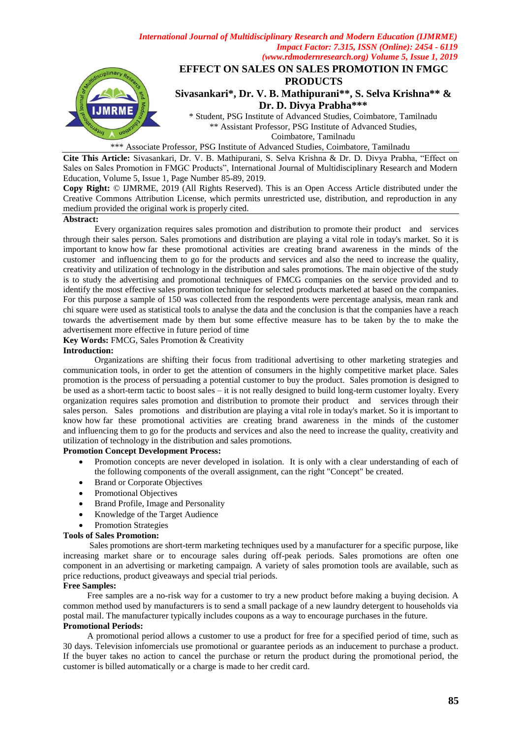# EFFECT ON SALES ON SALES PROMOTION IN FMGC PRODUCTS

**Sivasankari\*, Dr. V. B. Mathipurani\*\*, S. Selva Krishna\*\* & Dr. D. Divya Prabha\*\*\***

\* Student, PSG Institute of Advanced Studies, Coimbatore, Tamilnadu

\*\* Assistant Professor, PSG Institute of Advanced Studies, Coimbatore, Tamilnadu

\*\*\* Associate Professor, PSG Institute of Advanced Studies, Coimbatore, Tamilnadu

**Cite This Article:** Sivasankari, Dr. V. B. Mathipurani, S. Selva Krishna & Dr. D. Divya Prabha, "Effect on Sales on Sales Promotion in FMGC Products", International Journal of Multidisciplinary Research and Modern Education, Volume 5, Issue 1, Page Number 85-89, 2019.

**Copy Right:** © IJMRME, 2019 (All Rights Reserved). This is an Open Access Article distributed under the Creative Commons Attribution License, which permits unrestricted use, distribution, and reproduction in any medium provided the original work is properly cited.

**Abstract:**

Every organization requires sales promotion and distribution to promote their product and services through their sales person. Sales promotions and distribution are playing a vital role in today's market. So it is important to know how far these promotional activities are creating brand awareness in the minds of the customer and influencing them to go for the products and services and also the need to increase the quality, creativity and utilization of technology in the distribution and sales promotions. The main objective of the study is to study the advertising and promotional techniques of FMCG companies on the service provided and to identify the most effective sales promotion technique for selected products marketed at based on the companies. For this purpose a sample of 150 was collected from the respondents were percentage analysis, mean rank and chi square were used as statistical tools to analyse the data and the conclusion is that the companies have a reach towards the advertisement made by them but some effective measure has to be taken by the to make the advertisement more effective in future period of time

**Key Words:** FMCG, Sales Promotion & Creativity

**Introduction:**

Organizations are shifting their focus from traditional advertising to other marketing strategies and communication tools, in order to get the attention of consumers in the highly competitive market place. Sales promotion is the process of persuading a potential customer to buy the product. Sales promotion is designed to be used as a short-term tactic to boost sales – it is not really designed to build long-term customer loyalty. Every organization requires sales promotion and distribution to promote their product and services through their sales person. Sales promotions and distribution are playing a vital role in today's market. So it is important to know how far these promotional activities are creating brand awareness in the minds of the customer and influencing them to go for the products and services and also the need to increase the quality, creativity and utilization of technology in the distribution and sales promotions.

**Promotion Concept Development Process:**

- Promotion concepts are never developed in isolation. It is only with a clear understanding of each of the following components of the overall assignment, can the right "Concept" be created.
- Brand or Corporate Objectives
- Promotional Objectives
- Brand Profile, Image and Personality
- Knowledge of the Target Audience
- Promotion Strategies

**Tools of Sales Promotion:**

Sales promotions are short-term marketing techniques used by a manufacturer for a specific purpose, like increasing market share or to encourage sales during off-peak periods. Sales promotions are often one component in an advertising or marketing campaign. A variety of sales promotion tools are available, such as price reductions, product giveaways and special trial periods.

**Free Samples:**

Free samples are a no-risk way for a customer to try a new product before making a buying decision. A common method used by manufacturers is to send a small package of a new laundry detergent to households via postal mail. The manufacturer typically includes coupons as a way to encourage purchases in the future.

**Promotional Periods:**

A promotional period allows a customer to use a product for free for a specified period of time, such as 30 days. Television infomercials use promotional or guarantee periods as an inducement to purchase a product. If the buyer takes no action to cancel the purchase or return the product during the promotional period, the customer is billed automatically or a charge is made to her credit card.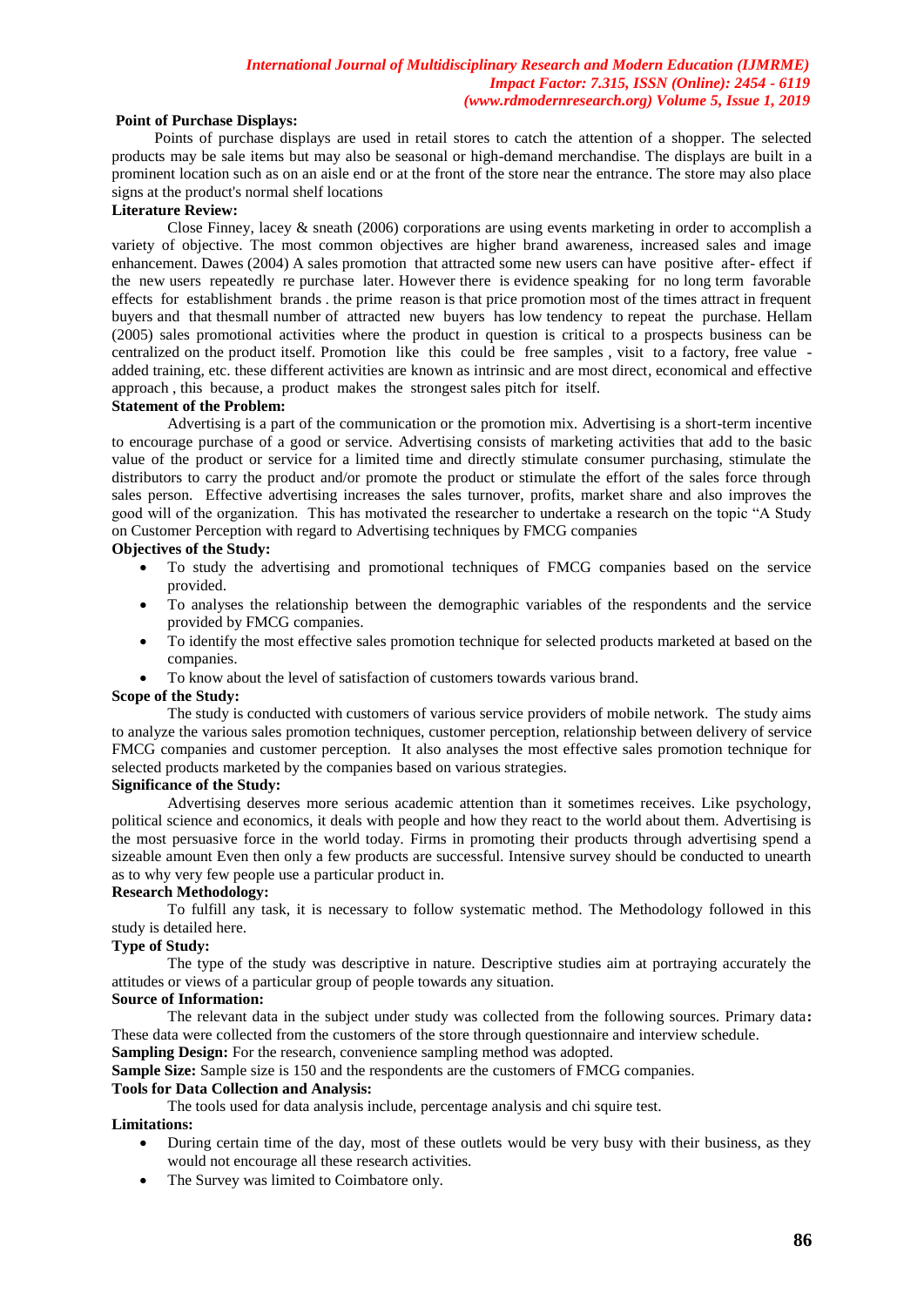**Point of Purchase Displays:**

Points of purchase displays are used in retail stores to catch the attention of a shopper. The selected products may be sale items but may also be seasonal or high-demand merchandise. The displays are built in a prominent location such as on an aisle end or at the front of the store near the entrance. The store may also place signs at the product's normal shelf locations

**Literature Review:**

Close Finney, lacey & sneath (2006) corporations are using events marketing in order to accomplish a variety of objective. The most common objectives are higher brand awareness, increased sales and image enhancement. Dawes (2004) A sales promotion that attracted some new users can have positive after- effect if the new users repeatedly re purchase later. However there is evidence speaking for no long term favorable effects for establishment brands . the prime reason is that price promotion most of the times attract in frequent buyers and that thesmall number of attracted new buyers has low tendency to repeat the purchase. Hellam (2005) sales promotional activities where the product in question is critical to a prospects business can be centralized on the product itself. Promotion like this could be free samples , visit to a factory, free value - added training, etc. these different activities are known as intrinsic and are most direct, economical and effective approach , this because, a product makes the strongest sales pitch for itself.

**Statement of the Problem:**

Advertising is a part of the communication or the promotion mix. Advertising is a short-term incentive to encourage purchase of a good or service. Advertising consists of marketing activities that add to the basic value of the product or service for a limited time and directly stimulate consumer purchasing, stimulate the distributors to carry the product and/or promote the product or stimulate the effort of the sales force through sales person. Effective advertising increases the sales turnover, profits, market share and also improves the good will of the organization. This has motivated the researcher to undertake a research on the topic "A Study on Customer Perception with regard to Advertising techniques by FMCG companies

**Objectives of the Study:**

- To study the advertising and promotional techniques of FMCG companies based on the service provided.
- To analyses the relationship between the demographic variables of the respondents and the service provided by FMCG companies.
- To identify the most effective sales promotion technique for selected products marketed at based on the companies.
- To know about the level of satisfaction of customers towards various brand.

**Scope of the Study:**

The study is conducted with customers of various service providers of mobile network. The study aims to analyze the various sales promotion techniques, customer perception, relationship between delivery of service FMCG companies and customer perception. It also analyses the most effective sales promotion technique for selected products marketed by the companies based on various strategies.

**Significance of the Study:**

Advertising deserves more serious academic attention than it sometimes receives. Like psychology, political science and economics, it deals with people and how they react to the world about them. Advertising is the most persuasive force in the world today. Firms in promoting their products through advertising spend a sizeable amount Even then only a few products are successful. Intensive survey should be conducted to unearth as to why very few people use a particular product in.

**Research Methodology:**

To fulfill any task, it is necessary to follow systematic method. The Methodology followed in this study is detailed here.

**Type of Study:**

The type of the study was descriptive in nature. Descriptive studies aim at portraying accurately the attitudes or views of a particular group of people towards any situation.

**Source of Information:**

The relevant data in the subject under study was collected from the following sources. Primary data**:** These data were collected from the customers of the store through questionnaire and interview schedule.

**Sampling Design:** For the research, convenience sampling method was adopted.

**Sample Size:** Sample size is 150 and the respondents are the customers of FMCG companies.

**Tools for Data Collection and Analysis:**

The tools used for data analysis include, percentage analysis and chi squire test.

**Limitations:**

- During certain time of the day, most of these outlets would be very busy with their business, as they would not encourage all these research activities.
- The Survey was limited to Coimbatore only.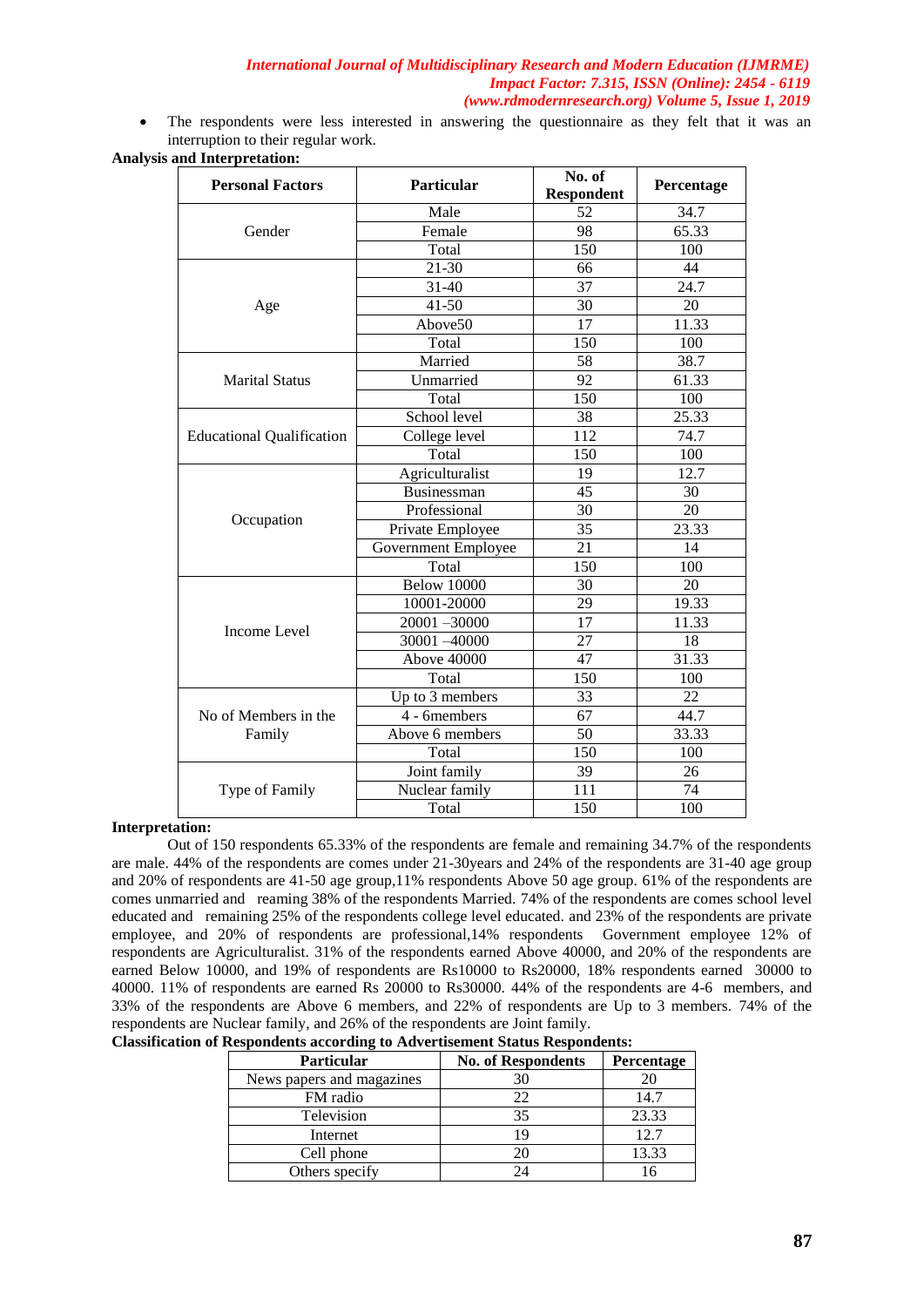- The respondents were less interested in answering the questionnaire as they felt that it was an interruption to their regular work.

**Analysis and Interpretation:**

| Personal Factors | Particular | No. of Respondent | Percentage |
|---|---|---|---|
| Gender | Male | 52 | 34.7 |
| | Female | 98 | 65.33 |
| | Total | 150 | 100 |
| Age | 21-30 | 66 | 44 |
| | 31-40 | 37 | 24.7 |
| | 41-50 | 30 | 20 |
| | Above50 | 17 | 11.33 |
| | Total | 150 | 100 |
| Marital Status | Married | 58 | 38.7 |
| | Unmarried | 92 | 61.33 |
| | Total | 150 | 100 |
| Educational Qualification | School level | 38 | 25.33 |
| | College level | 112 | 74.7 |
| | Total | 150 | 100 |
| Occupation | Agriculturalist | 19 | 12.7 |
| | Businessman | 45 | 30 |
| | Professional | 30 | 20 |
| | Private Employee | 35 | 23.33 |
| | Government Employee | 21 | 14 |
| | Total | 150 | 100 |
| Income Level | Below 10000 | 30 | 20 |
| | 10001-20000 | 29 | 19.33 |
| | 20001 –30000 | 17 | 11.33 |
| | 30001 –40000 | 27 | 18 |
| | Above 40000 | 47 | 31.33 |
| | Total | 150 | 100 |
| No of Members in the Family | Up to 3 members | 33 | 22 |
| | 4 - 6members | 67 | 44.7 |
| | Above 6 members | 50 | 33.33 |
| | Total | 150 | 100 |
| Type of Family | Joint family | 39 | 26 |
| | Nuclear family | 111 | 74 |
| | Total | 150 | 100 |

**Interpretation:**

Out of 150 respondents 65.33% of the respondents are female and remaining 34.7% of the respondents are male. 44% of the respondents are comes under 21-30years and 24% of the respondents are 31-40 age group and 20% of respondents are 41-50 age group,11% respondents Above 50 age group. 61% of the respondents are comes unmarried and reaming 38% of the respondents Married. 74% of the respondents are comes school level educated and remaining 25% of the respondents college level educated. and 23% of the respondents are private employee, and 20% of respondents are professional,14% respondents Government employee 12% of respondents are Agriculturalist. 31% of the respondents earned Above 40000, and 20% of the respondents are earned Below 10000, and 19% of respondents are Rs10000 to Rs20000, 18% respondents earned 30000 to 40000. 11% of respondents are earned Rs 20000 to Rs30000. 44% of the respondents are 4-6 members, and 33% of the respondents are Above 6 members, and 22% of respondents are Up to 3 members. 74% of the respondents are Nuclear family, and 26% of the respondents are Joint family.

**Classification of Respondents according to Advertisement Status Respondents:**

| Particular | No. of Respondents | Percentage |
|---|---|---|
| News papers and magazines | 30 | 20 |
| FM radio | 22 | 14.7 |
| Television | 35 | 23.33 |
| Internet | 19 | 12.7 |
| Cell phone | 20 | 13.33 |
| Others specify | 24 | 16 |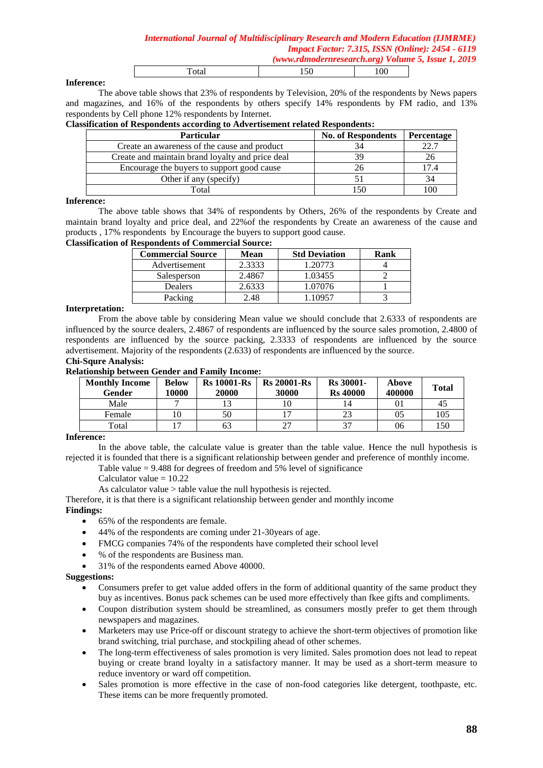| Total | 150 | 100 |
|---|---|---|

**Inference:**

The above table shows that 23% of respondents by Television, 20% of the respondents by News papers and magazines, and 16% of the respondents by others specify 14% respondents by FM radio, and 13% respondents by Cell phone 12% respondents by Internet.

**Classification of Respondents according to Advertisement related Respondents:**

| Particular | No. of Respondents | Percentage |
|---|---|---|
| Create an awareness of the cause and product | 34 | 22.7 |
| Create and maintain brand loyalty and price deal | 39 | 26 |
| Encourage the buyers to support good cause | 26 | 17.4 |
| Other if any (specify) | 51 | 34 |
| Total | 150 | 100 |

**Inference:**

The above table shows that 34% of respondents by Others, 26% of the respondents by Create and maintain brand loyalty and price deal, and 22%of the respondents by Create an awareness of the cause and products , 17% respondents by Encourage the buyers to support good cause.

**Classification of Respondents of Commercial Source:**

| Commercial Source | Mean | Std Deviation | Rank |
|---|---|---|---|
| Advertisement | 2.3333 | 1.20773 | 4 |
| Salesperson | 2.4867 | 1.03455 | 2 |
| Dealers | 2.6333 | 1.07076 | 1 |
| Packing | 2.48 | 1.10957 | 3 |

**Interpretation:**

From the above table by considering Mean value we should conclude that 2.6333 of respondents are influenced by the source dealers, 2.4867 of respondents are influenced by the source sales promotion, 2.4800 of respondents are influenced by the source packing, 2.3333 of respondents are influenced by the source advertisement. Majority of the respondents (2.633) of respondents are influenced by the source.

**Chi-Squre Analysis:**

**Relationship between Gender and Family Income:**

| Monthly Income Gender | Below 10000 | Rs 10001-Rs 20000 | Rs 20001-Rs 30000 | Rs 30001-Rs 40000 | Above 400000 | Total |
|---|---|---|---|---|---|---|
| Male | 7 | 13 | 10 | 14 | 01 | 45 |
| Female | 10 | 50 | 17 | 23 | 05 | 105 |
| Total | 17 | 63 | 27 | 37 | 06 | 150 |

**Inference:**

In the above table, the calculate value is greater than the table value. Hence the null hypothesis is rejected it is founded that there is a significant relationship between gender and preference of monthly income.

Table value = 9.488 for degrees of freedom and 5% level of significance

Calculator value = 10.22

As calculator value > table value the null hypothesis is rejected.

Therefore, it is that there is a significant relationship between gender and monthly income

**Findings:**

- 65% of the respondents are female.
- 44% of the respondents are coming under 21-30years of age.
- FMCG companies 74% of the respondents have completed their school level
- % of the respondents are Business man.
- 31% of the respondents earned Above 40000.

**Suggestions:**

- Consumers prefer to get value added offers in the form of additional quantity of the same product they buy as incentives. Bonus pack schemes can be used more effectively than fkee gifts and compliments.
- Coupon distribution system should be streamlined, as consumers mostly prefer to get them through newspapers and magazines.
- Marketers may use Price-off or discount strategy to achieve the short-term objectives of promotion like brand switching, trial purchase, and stockpiling ahead of other schemes.
- The long-term effectiveness of sales promotion is very limited. Sales promotion does not lead to repeat buying or create brand loyalty in a satisfactory manner. It may be used as a short-term measure to reduce inventory or ward off competition.
- Sales promotion is more effective in the case of non-food categories like detergent, toothpaste, etc. These items can be more frequently promoted.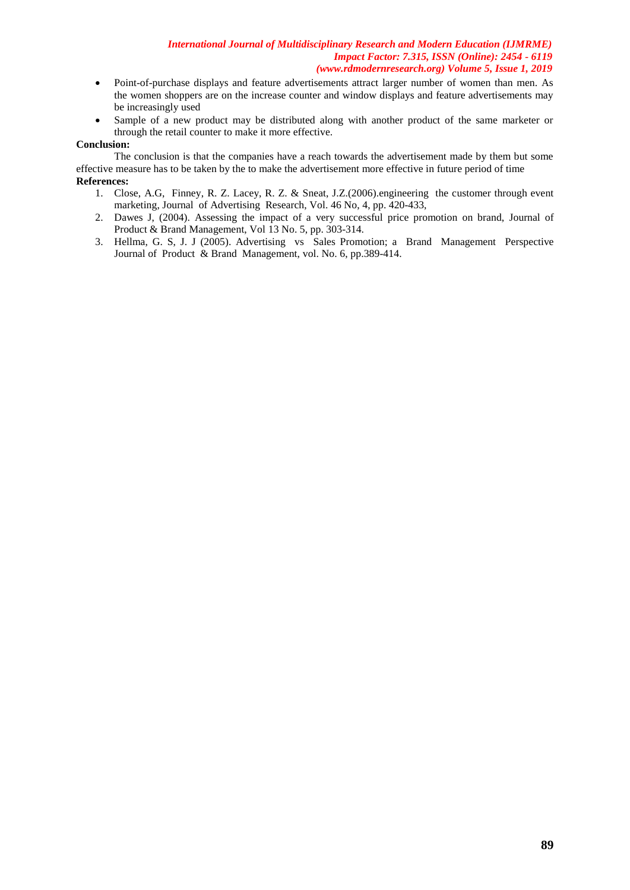- Point-of-purchase displays and feature advertisements attract larger number of women than men. As the women shoppers are on the increase counter and window displays and feature advertisements may be increasingly used
- Sample of a new product may be distributed along with another product of the same marketer or through the retail counter to make it more effective.

**Conclusion:**

The conclusion is that the companies have a reach towards the advertisement made by them but some effective measure has to be taken by the to make the advertisement more effective in future period of time

**References:**

1. Close, A.G, Finney, R. Z. Lacey, R. Z. & Sneat, J.Z.(2006).engineering the customer through event marketing, Journal of Advertising Research, Vol. 46 No, 4, pp. 420-433,
2. Dawes J, (2004). Assessing the impact of a very successful price promotion on brand, Journal of Product & Brand Management, Vol 13 No. 5, pp. 303-314.
3. Hellma, G. S, J. J (2005). Advertising vs Sales Promotion; a Brand Management Perspective Journal of Product & Brand Management, vol. No. 6, pp.389-414.